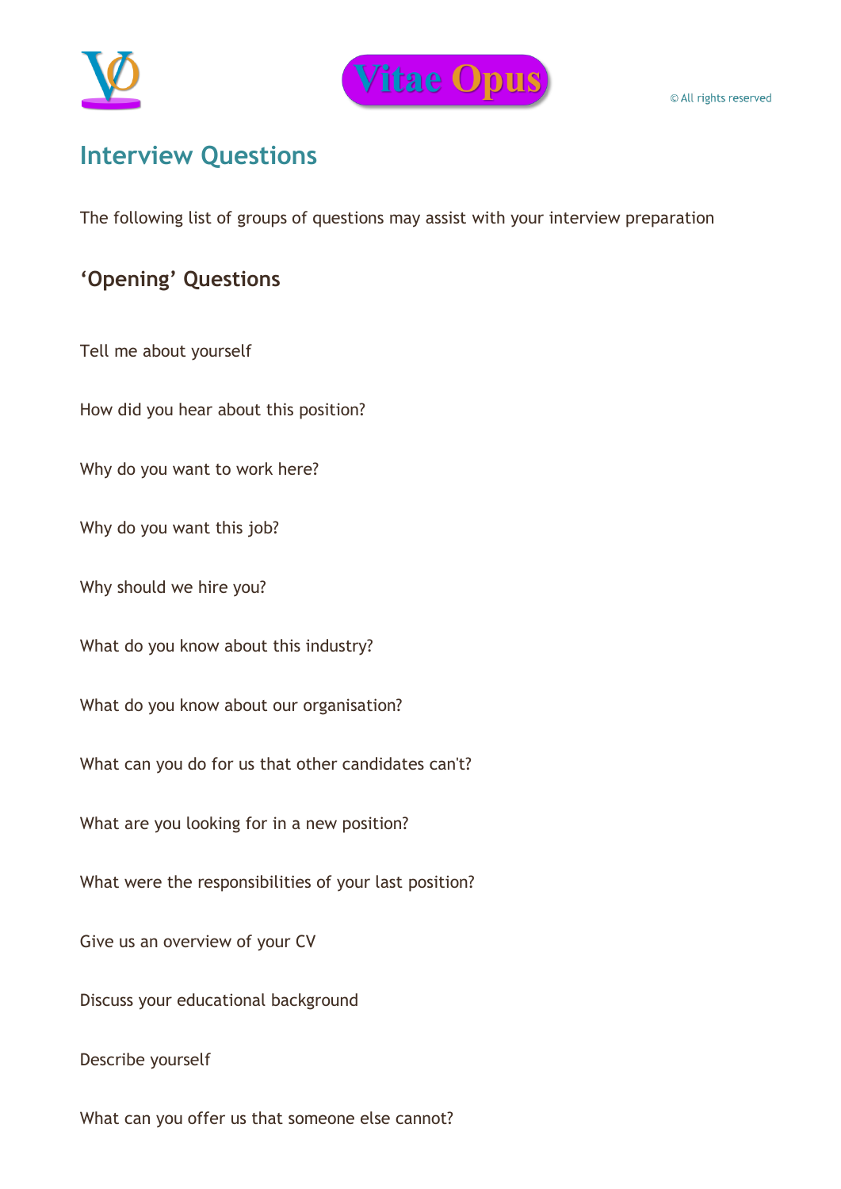# Interview Questions

The following list of groups of questions may assist with your interview preparation

## 'Opening' Questions

Tell me about yourself

How did you hear about this position?

Why do you want to work here?

Why do you want this job?

Why should we hire you?

What do you know about this industry?

What do you know about our organisation?

What can you do for us that other candidates can't?

What are you looking for in a new position?

What were the responsibilities of your last position?

Give us an overview of your CV

Discuss your educational background

Describe yourself

What can you offer us that someone else cannot?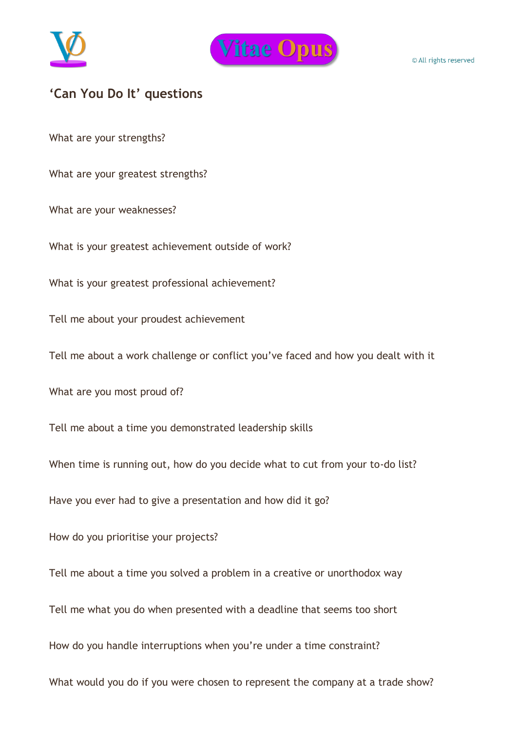## 'Can You Do It' questions

What are your strengths?

What are your greatest strengths?

What are your weaknesses?

What is your greatest achievement outside of work?

What is your greatest professional achievement?

Tell me about your proudest achievement

Tell me about a work challenge or conflict you've faced and how you dealt with it

What are you most proud of?

Tell me about a time you demonstrated leadership skills

When time is running out, how do you decide what to cut from your to-do list?

Have you ever had to give a presentation and how did it go?

How do you prioritise your projects?

Tell me about a time you solved a problem in a creative or unorthodox way

Tell me what you do when presented with a deadline that seems too short

How do you handle interruptions when you're under a time constraint?

What would you do if you were chosen to represent the company at a trade show?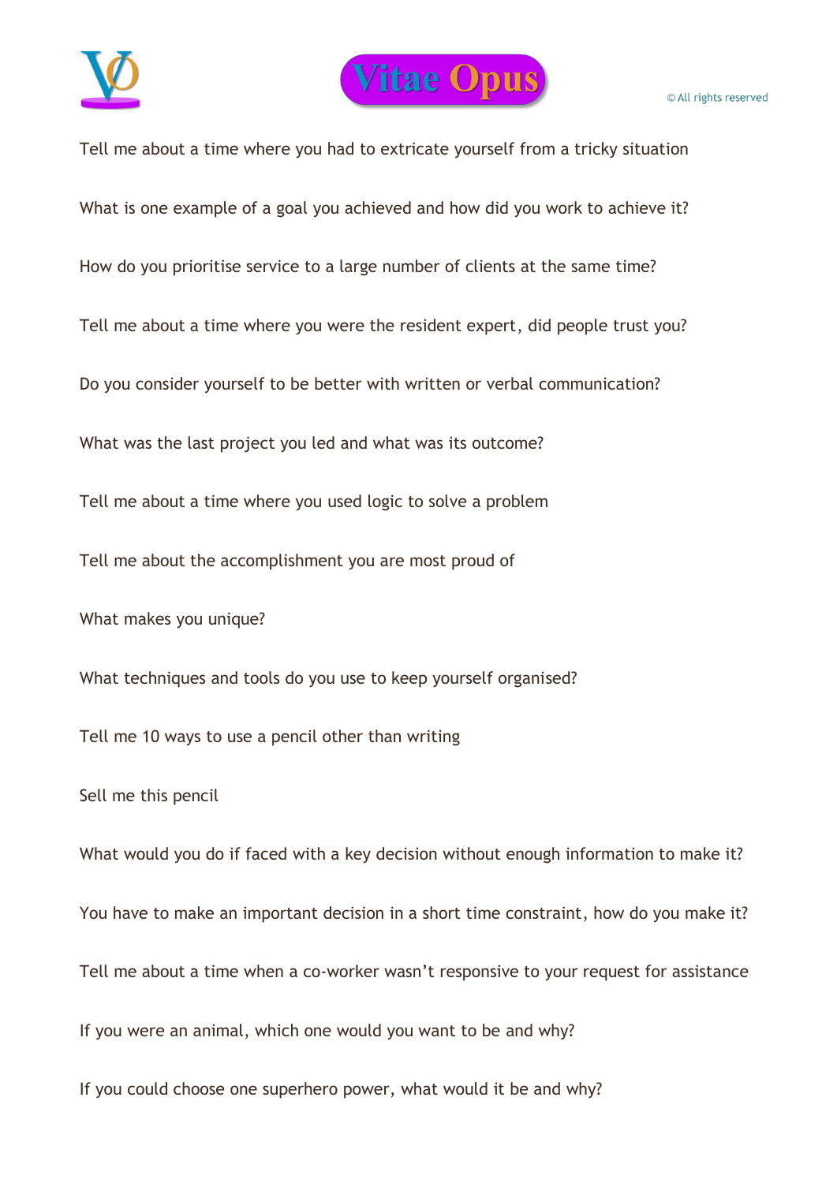Tell me about a time where you had to extricate yourself from a tricky situation

What is one example of a goal you achieved and how did you work to achieve it?

How do you prioritise service to a large number of clients at the same time?

Tell me about a time where you were the resident expert, did people trust you?

Do you consider yourself to be better with written or verbal communication?

What was the last project you led and what was its outcome?

Tell me about a time where you used logic to solve a problem

Tell me about the accomplishment you are most proud of

What makes you unique?

What techniques and tools do you use to keep yourself organised?

Tell me 10 ways to use a pencil other than writing

Sell me this pencil

What would you do if faced with a key decision without enough information to make it?

You have to make an important decision in a short time constraint, how do you make it?

Tell me about a time when a co-worker wasn't responsive to your request for assistance

If you were an animal, which one would you want to be and why?

If you could choose one superhero power, what would it be and why?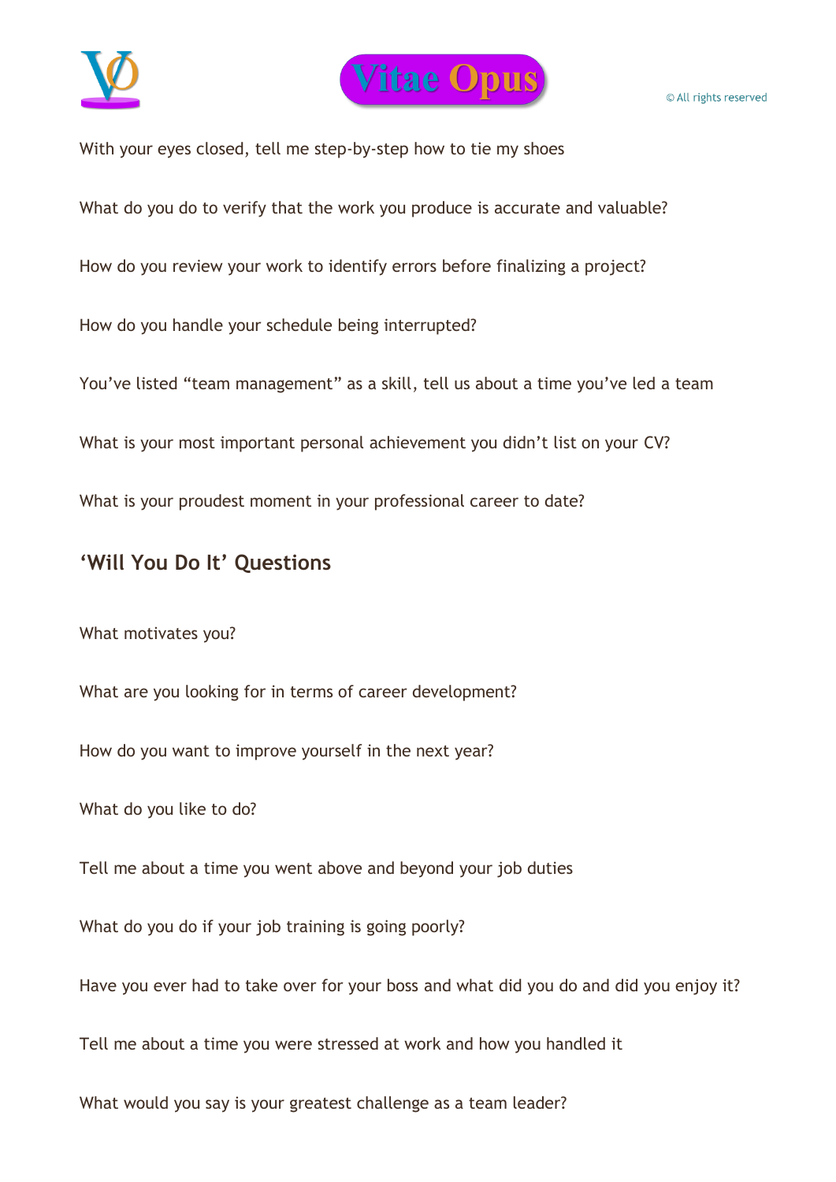With your eyes closed, tell me step-by-step how to tie my shoes

What do you do to verify that the work you produce is accurate and valuable?

How do you review your work to identify errors before finalizing a project?

How do you handle your schedule being interrupted?

You've listed "team management" as a skill, tell us about a time you've led a team

What is your most important personal achievement you didn't list on your CV?

What is your proudest moment in your professional career to date?

## 'Will You Do It' Questions

What motivates you?

What are you looking for in terms of career development?

How do you want to improve yourself in the next year?

What do you like to do?

Tell me about a time you went above and beyond your job duties

What do you do if your job training is going poorly?

Have you ever had to take over for your boss and what did you do and did you enjoy it?

Tell me about a time you were stressed at work and how you handled it

What would you say is your greatest challenge as a team leader?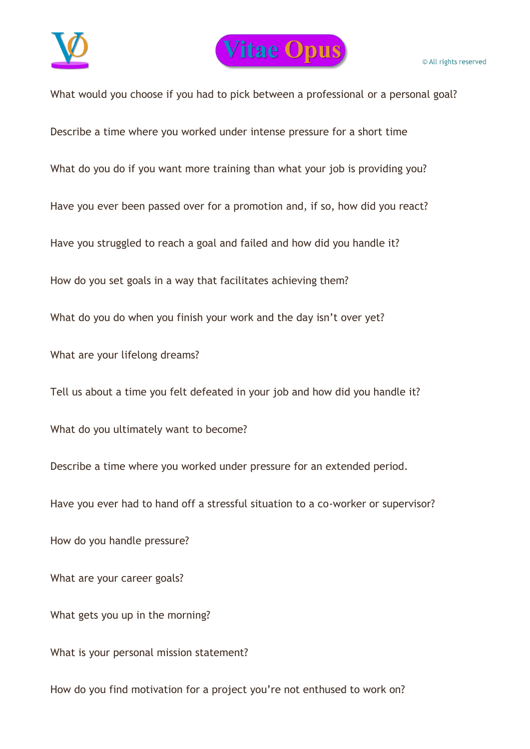What would you choose if you had to pick between a professional or a personal goal?

Describe a time where you worked under intense pressure for a short time

What do you do if you want more training than what your job is providing you?

Have you ever been passed over for a promotion and, if so, how did you react?

Have you struggled to reach a goal and failed and how did you handle it?

How do you set goals in a way that facilitates achieving them?

What do you do when you finish your work and the day isn't over yet?

What are your lifelong dreams?

Tell us about a time you felt defeated in your job and how did you handle it?

What do you ultimately want to become?

Describe a time where you worked under pressure for an extended period.

Have you ever had to hand off a stressful situation to a co-worker or supervisor?

How do you handle pressure?

What are your career goals?

What gets you up in the morning?

What is your personal mission statement?

How do you find motivation for a project you're not enthused to work on?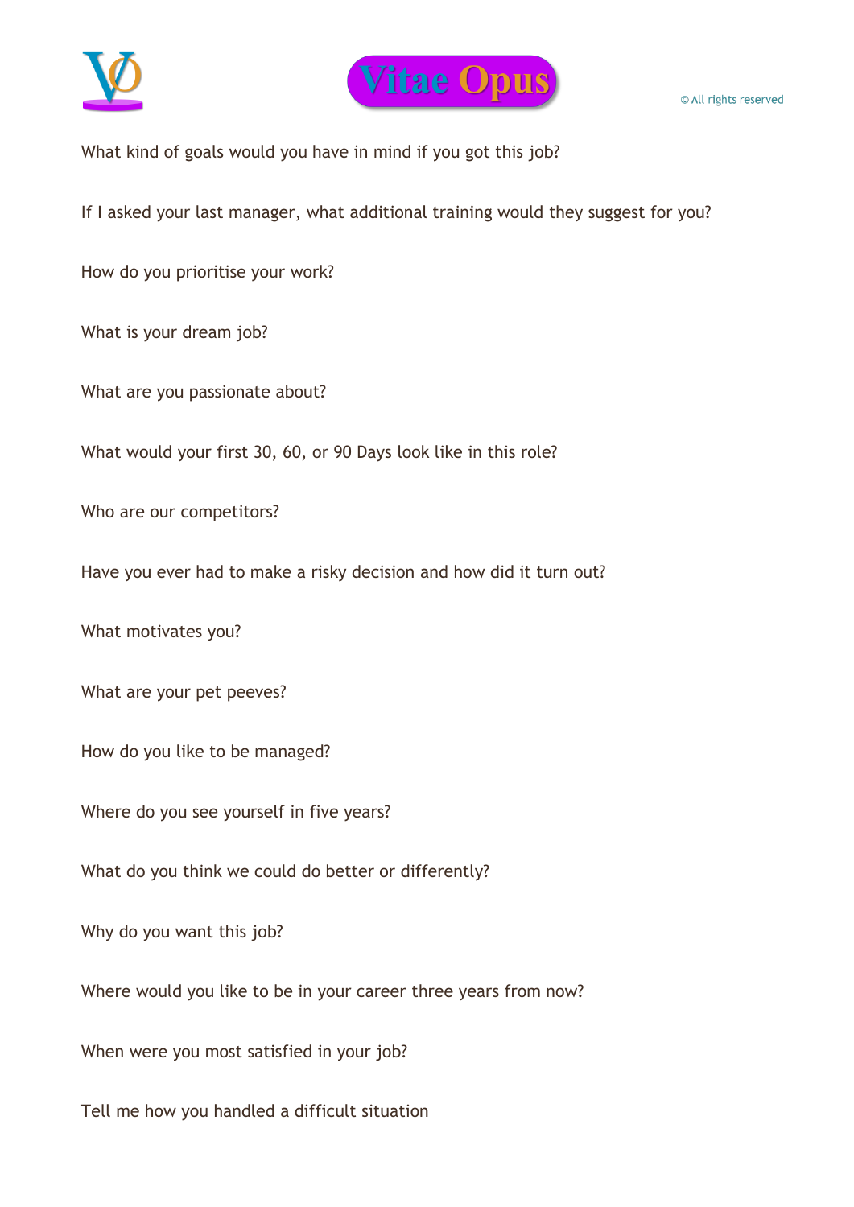What kind of goals would you have in mind if you got this job?

If I asked your last manager, what additional training would they suggest for you?

How do you prioritise your work?

What is your dream job?

What are you passionate about?

What would your first 30, 60, or 90 Days look like in this role?

Who are our competitors?

Have you ever had to make a risky decision and how did it turn out?

What motivates you?

What are your pet peeves?

How do you like to be managed?

Where do you see yourself in five years?

What do you think we could do better or differently?

Why do you want this job?

Where would you like to be in your career three years from now?

When were you most satisfied in your job?

Tell me how you handled a difficult situation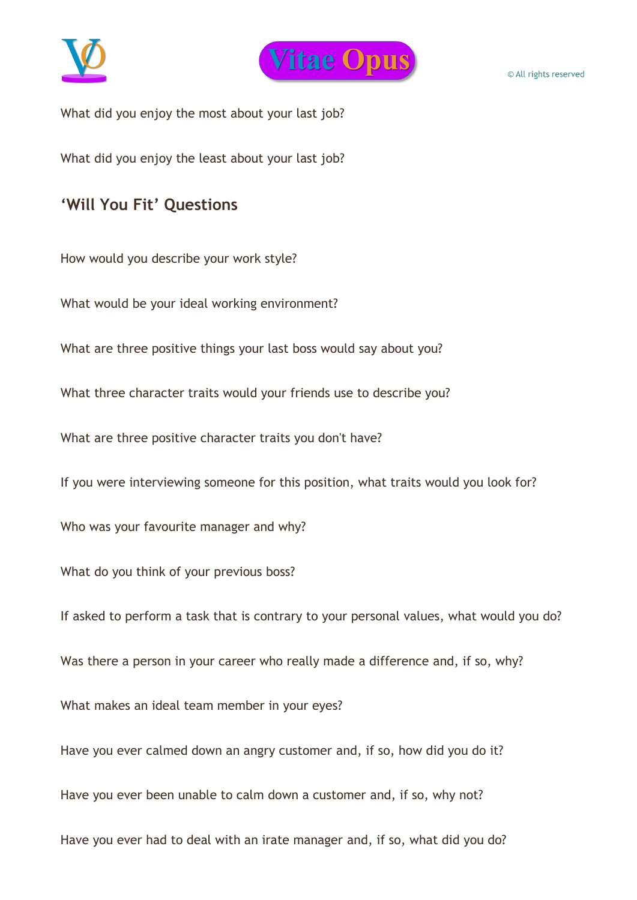What did you enjoy the most about your last job?

What did you enjoy the least about your last job?

## 'Will You Fit' Questions

How would you describe your work style?

What would be your ideal working environment?

What are three positive things your last boss would say about you?

What three character traits would your friends use to describe you?

What are three positive character traits you don't have?

If you were interviewing someone for this position, what traits would you look for?

Who was your favourite manager and why?

What do you think of your previous boss?

If asked to perform a task that is contrary to your personal values, what would you do?

Was there a person in your career who really made a difference and, if so, why?

What makes an ideal team member in your eyes?

Have you ever calmed down an angry customer and, if so, how did you do it?

Have you ever been unable to calm down a customer and, if so, why not?

Have you ever had to deal with an irate manager and, if so, what did you do?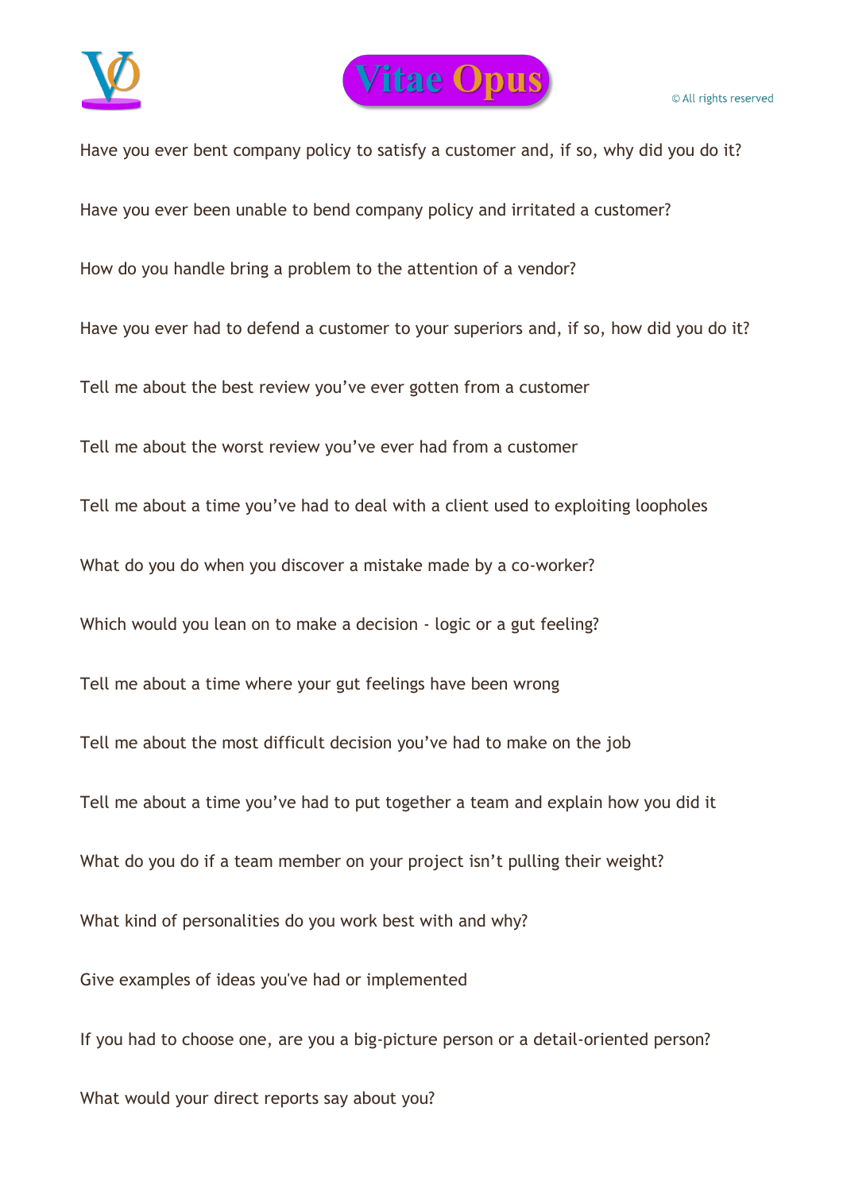Have you ever bent company policy to satisfy a customer and, if so, why did you do it?

Have you ever been unable to bend company policy and irritated a customer?

How do you handle bring a problem to the attention of a vendor?

Have you ever had to defend a customer to your superiors and, if so, how did you do it?

Tell me about the best review you've ever gotten from a customer

Tell me about the worst review you've ever had from a customer

Tell me about a time you've had to deal with a client used to exploiting loopholes

What do you do when you discover a mistake made by a co-worker?

Which would you lean on to make a decision - logic or a gut feeling?

Tell me about a time where your gut feelings have been wrong

Tell me about the most difficult decision you've had to make on the job

Tell me about a time you've had to put together a team and explain how you did it

What do you do if a team member on your project isn't pulling their weight?

What kind of personalities do you work best with and why?

Give examples of ideas you've had or implemented

If you had to choose one, are you a big-picture person or a detail-oriented person?

What would your direct reports say about you?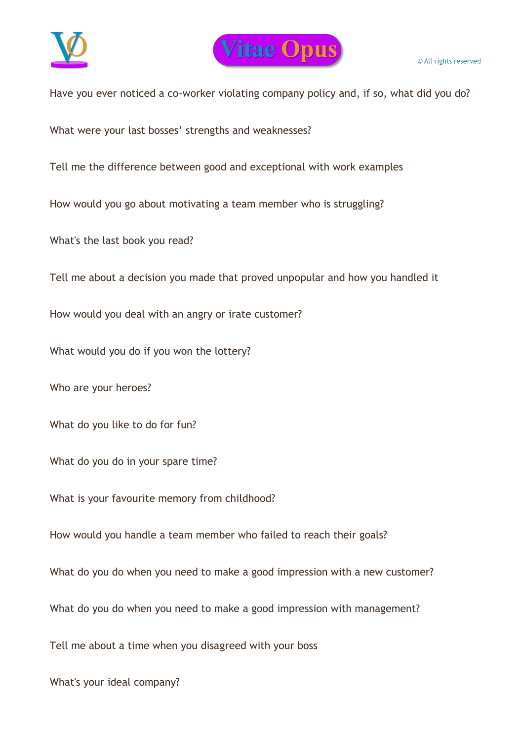Have you ever noticed a co-worker violating company policy and, if so, what did you do?

What were your last bosses' strengths and weaknesses?

Tell me the difference between good and exceptional with work examples

How would you go about motivating a team member who is struggling?

What's the last book you read?

Tell me about a decision you made that proved unpopular and how you handled it

How would you deal with an angry or irate customer?

What would you do if you won the lottery?

Who are your heroes?

What do you like to do for fun?

What do you do in your spare time?

What is your favourite memory from childhood?

How would you handle a team member who failed to reach their goals?

What do you do when you need to make a good impression with a new customer?

What do you do when you need to make a good impression with management?

Tell me about a time when you disagreed with your boss

What's your ideal company?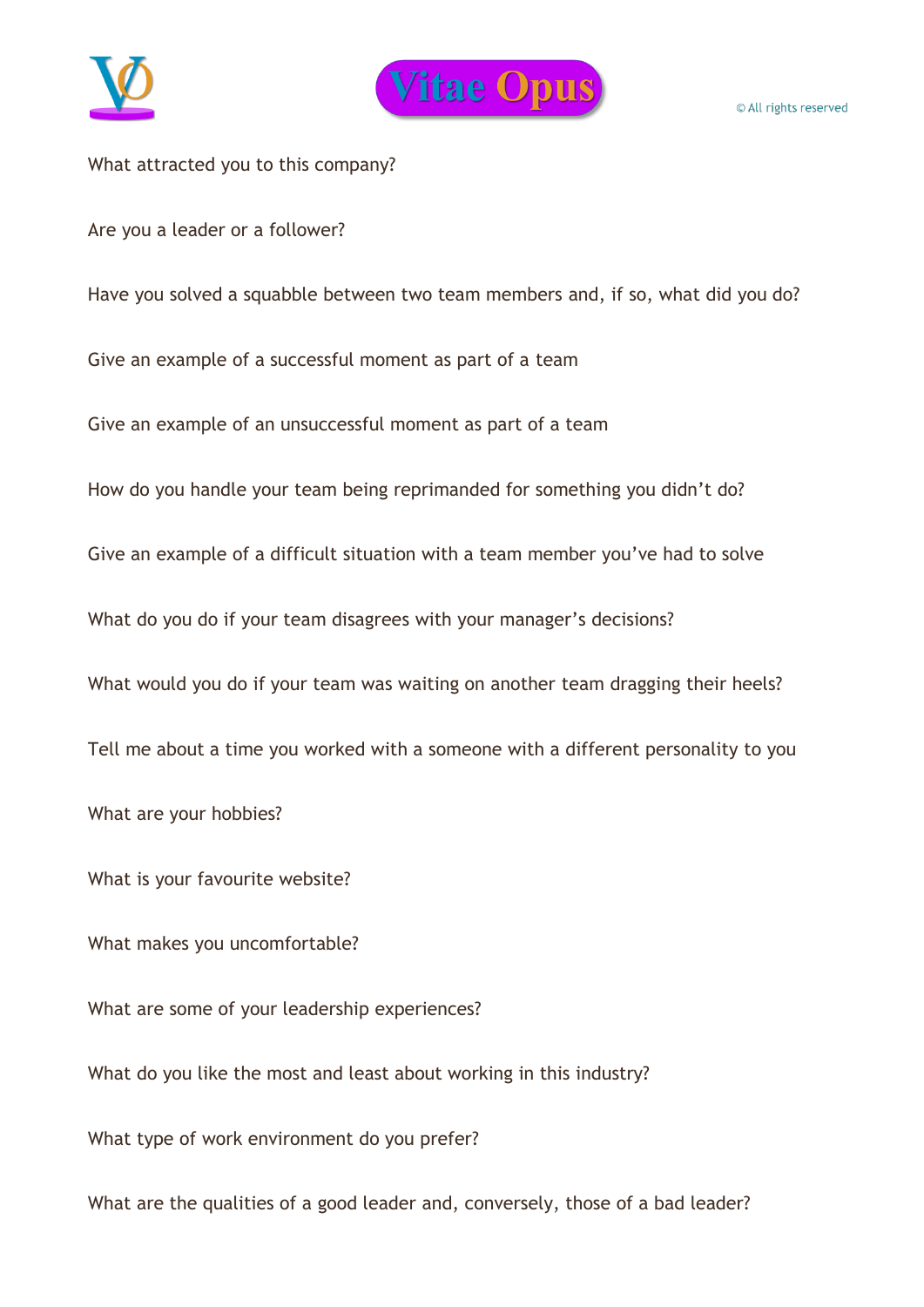What attracted you to this company?

Are you a leader or a follower?

Have you solved a squabble between two team members and, if so, what did you do?

Give an example of a successful moment as part of a team

Give an example of an unsuccessful moment as part of a team

How do you handle your team being reprimanded for something you didn't do?

Give an example of a difficult situation with a team member you've had to solve

What do you do if your team disagrees with your manager's decisions?

What would you do if your team was waiting on another team dragging their heels?

Tell me about a time you worked with a someone with a different personality to you

What are your hobbies?

What is your favourite website?

What makes you uncomfortable?

What are some of your leadership experiences?

What do you like the most and least about working in this industry?

What type of work environment do you prefer?

What are the qualities of a good leader and, conversely, those of a bad leader?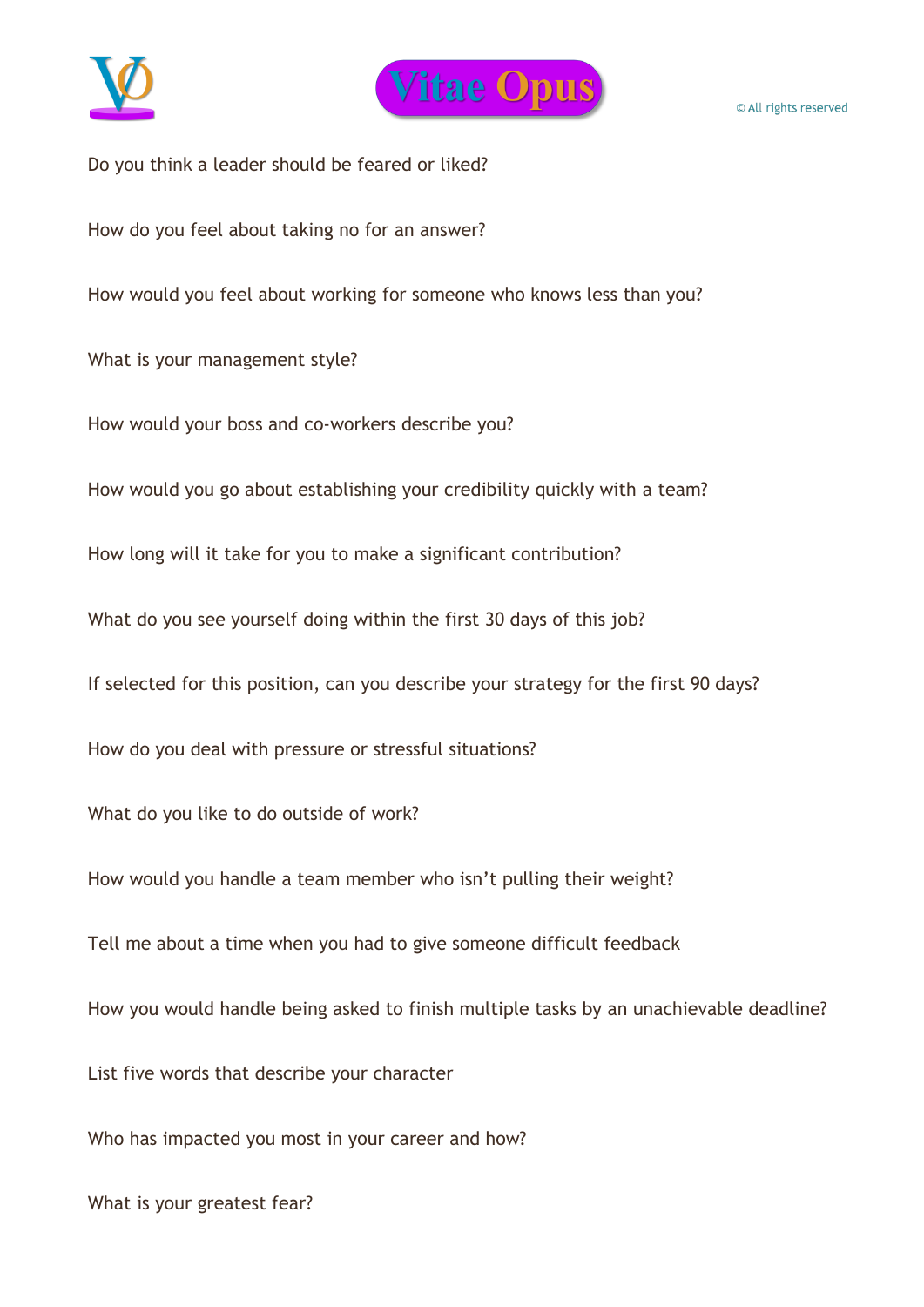Do you think a leader should be feared or liked?

How do you feel about taking no for an answer?

How would you feel about working for someone who knows less than you?

What is your management style?

How would your boss and co-workers describe you?

How would you go about establishing your credibility quickly with a team?

How long will it take for you to make a significant contribution?

What do you see yourself doing within the first 30 days of this job?

If selected for this position, can you describe your strategy for the first 90 days?

How do you deal with pressure or stressful situations?

What do you like to do outside of work?

How would you handle a team member who isn't pulling their weight?

Tell me about a time when you had to give someone difficult feedback

How you would handle being asked to finish multiple tasks by an unachievable deadline?

List five words that describe your character

Who has impacted you most in your career and how?

What is your greatest fear?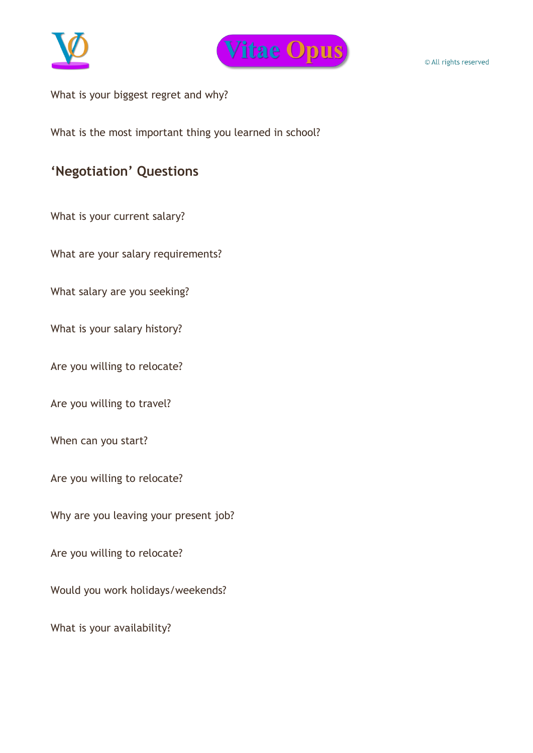What is your biggest regret and why?

What is the most important thing you learned in school?

## 'Negotiation' Questions

What is your current salary?

What are your salary requirements?

What salary are you seeking?

What is your salary history?

Are you willing to relocate?

Are you willing to travel?

When can you start?

Are you willing to relocate?

Why are you leaving your present job?

Are you willing to relocate?

Would you work holidays/weekends?

What is your availability?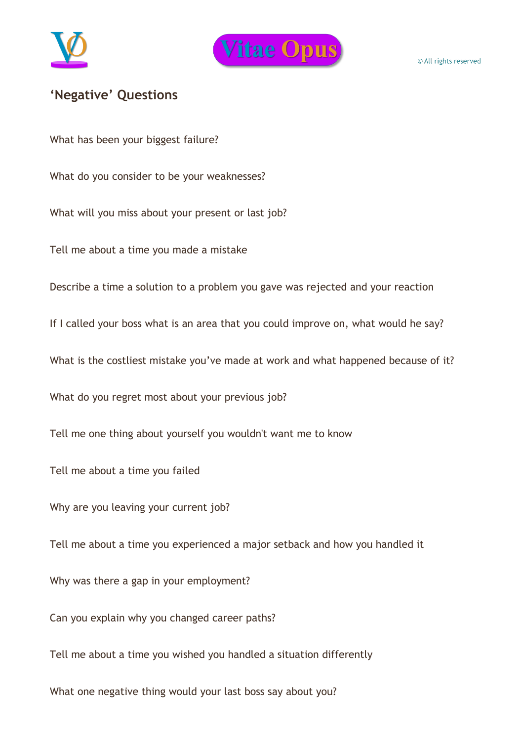## ‘Negative’ Questions

What has been your biggest failure?

What do you consider to be your weaknesses?

What will you miss about your present or last job?

Tell me about a time you made a mistake

Describe a time a solution to a problem you gave was rejected and your reaction

If I called your boss what is an area that you could improve on, what would he say?

What is the costliest mistake you’ve made at work and what happened because of it?

What do you regret most about your previous job?

Tell me one thing about yourself you wouldn't want me to know

Tell me about a time you failed

Why are you leaving your current job?

Tell me about a time you experienced a major setback and how you handled it

Why was there a gap in your employment?

Can you explain why you changed career paths?

Tell me about a time you wished you handled a situation differently

What one negative thing would your last boss say about you?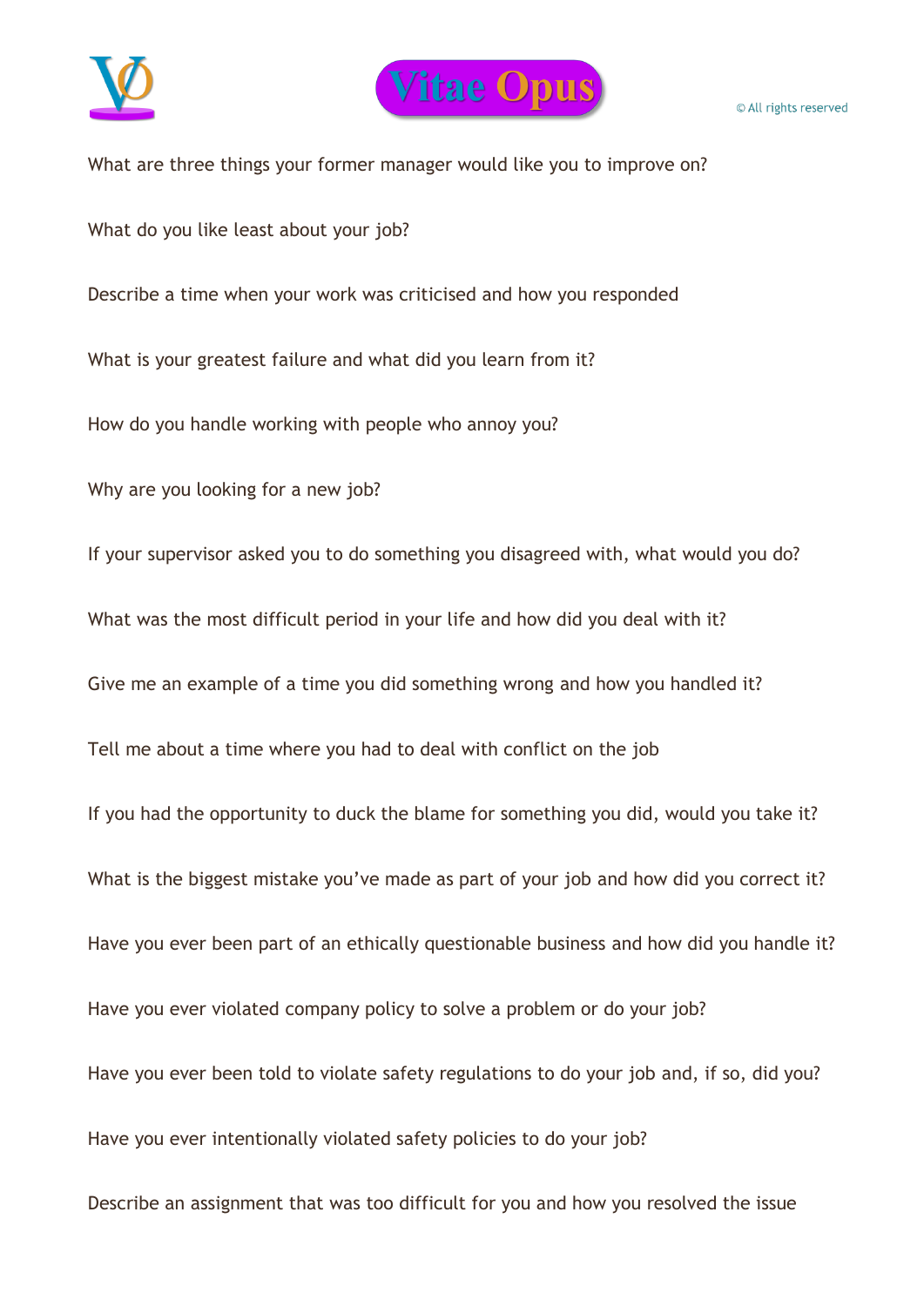What are three things your former manager would like you to improve on?

What do you like least about your job?

Describe a time when your work was criticised and how you responded

What is your greatest failure and what did you learn from it?

How do you handle working with people who annoy you?

Why are you looking for a new job?

If your supervisor asked you to do something you disagreed with, what would you do?

What was the most difficult period in your life and how did you deal with it?

Give me an example of a time you did something wrong and how you handled it?

Tell me about a time where you had to deal with conflict on the job

If you had the opportunity to duck the blame for something you did, would you take it?

What is the biggest mistake you've made as part of your job and how did you correct it?

Have you ever been part of an ethically questionable business and how did you handle it?

Have you ever violated company policy to solve a problem or do your job?

Have you ever been told to violate safety regulations to do your job and, if so, did you?

Have you ever intentionally violated safety policies to do your job?

Describe an assignment that was too difficult for you and how you resolved the issue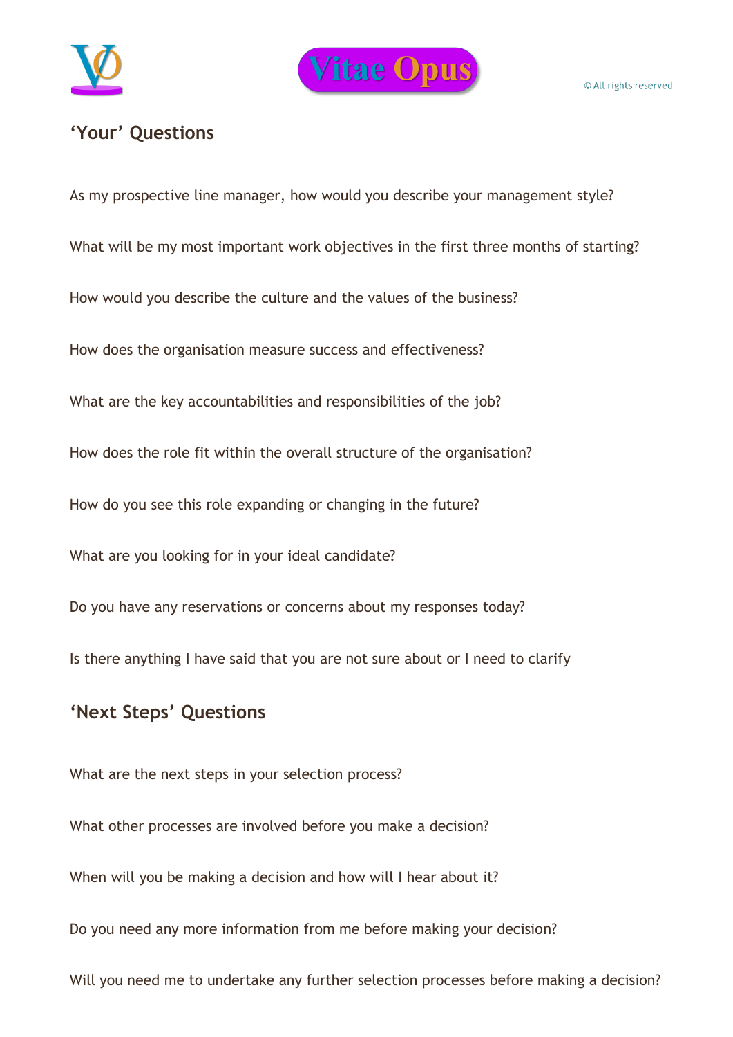## ‘Your’ Questions

As my prospective line manager, how would you describe your management style?

What will be my most important work objectives in the first three months of starting?

How would you describe the culture and the values of the business?

How does the organisation measure success and effectiveness?

What are the key accountabilities and responsibilities of the job?

How does the role fit within the overall structure of the organisation?

How do you see this role expanding or changing in the future?

What are you looking for in your ideal candidate?

Do you have any reservations or concerns about my responses today?

Is there anything I have said that you are not sure about or I need to clarify

## ‘Next Steps’ Questions

What are the next steps in your selection process?

What other processes are involved before you make a decision?

When will you be making a decision and how will I hear about it?

Do you need any more information from me before making your decision?

Will you need me to undertake any further selection processes before making a decision?